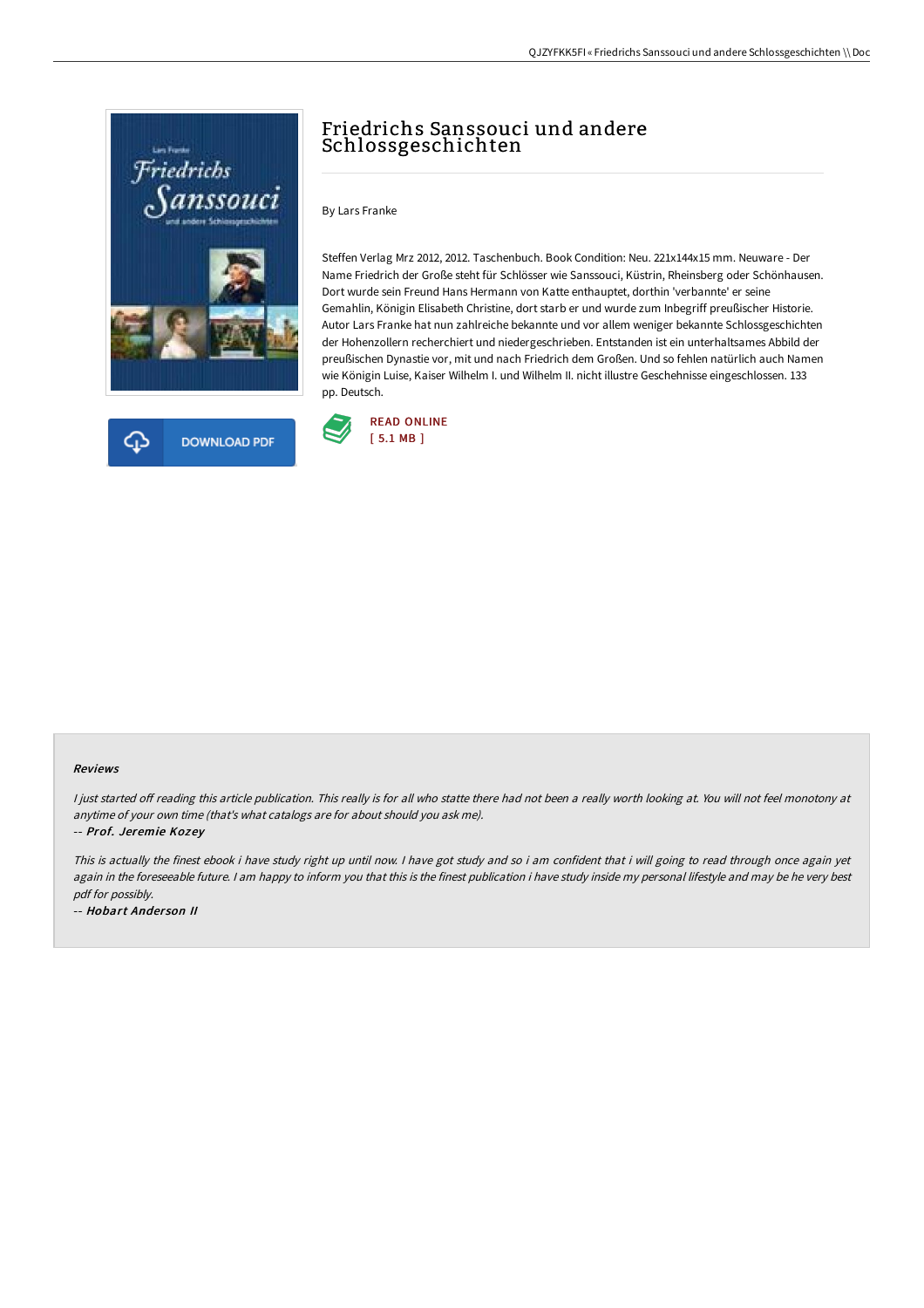# Friedrichs Sanssouci und andere Schlossgeschichten

By Lars Franke

Steffen Verlag Mrz 2012, 2012. Taschenbuch. Book Condition: Neu. 221x144x15 mm. Neuware - Der Name Friedrich der Große steht für Schlösser wie Sanssouci, Küstrin, Rheinsberg oder Schönhausen. Dort wurde sein Freund Hans Hermann von Katte enthauptet, dorthin 'verbannte' er seine Gemahlin, Königin Elisabeth Christine, dort starb er und wurde zum Inbegriff preußischer Historie. Autor Lars Franke hat nun zahlreiche bekannte und vor allem weniger bekannte Schlossgeschichten der Hohenzollern recherchiert und niedergeschrieben. Entstanden ist ein unterhaltsames Abbild der preußischen Dynastie vor, mit und nach Friedrich dem Großen. Und so fehlen natürlich auch Namen wie Königin Luise, Kaiser Wilhelm I. und Wilhelm II. nicht illustre Geschehnisse eingeschlossen. 133 pp. Deutsch.

DOWNLOAD PDF

READ ONLINE
[ 5.1 MB ]

#### Reviews

*I just started off reading this article publication. This really is for all who statte there had not been a really worth looking at. You will not feel monotony at anytime of your own time (that's what catalogs are for about should you ask me).*

-- ***Prof. Jeremie Kozey***

*This is actually the finest ebook i have study right up until now. I have got study and so i am confident that i will going to read through once again yet again in the foreseeable future. I am happy to inform you that this is the finest publication i have study inside my personal lifestyle and may be he very best pdf for possibly.*

-- ***Hobart Anderson II***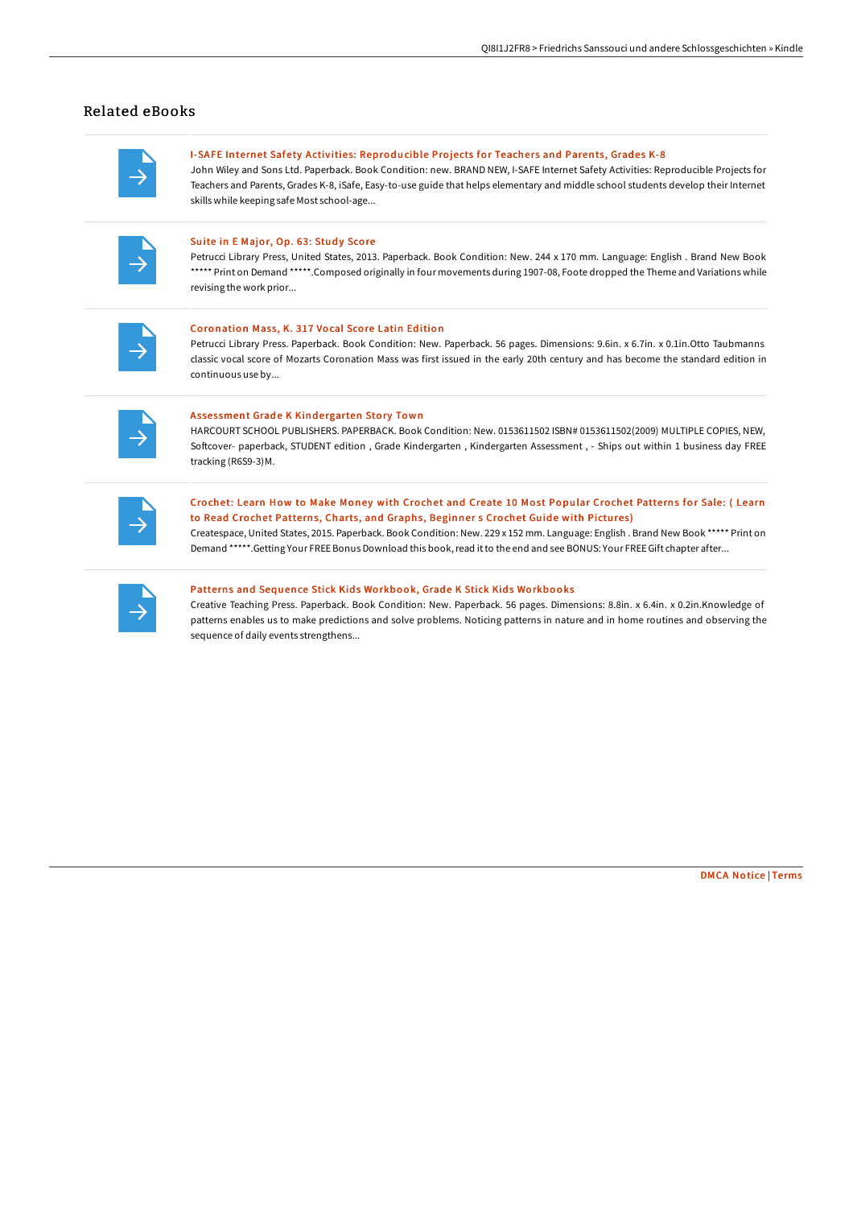## Related eBooks

**I-SAFE Internet Safety Activities: Reproducible Projects for Teachers and Parents, Grades K-8**

John Wiley and Sons Ltd. Paperback. Book Condition: new. BRAND NEW, I-SAFE Internet Safety Activities: Reproducible Projects for Teachers and Parents, Grades K-8, iSafe, Easy-to-use guide that helps elementary and middle school students develop their Internet skills while keeping safe Most school-age...

**Suite in E Major, Op. 63: Study Score**

Petrucci Library Press, United States, 2013. Paperback. Book Condition: New. 244 x 170 mm. Language: English . Brand New Book ***** Print on Demand *****.Composed originally in four movements during 1907-08, Foote dropped the Theme and Variations while revising the work prior...

**Coronation Mass, K. 317 Vocal Score Latin Edition**

Petrucci Library Press. Paperback. Book Condition: New. Paperback. 56 pages. Dimensions: 9.6in. x 6.7in. x 0.1in.Otto Taubmanns classic vocal score of Mozarts Coronation Mass was first issued in the early 20th century and has become the standard edition in continuous use by...

**Assessment Grade K Kindergarten Story Town**

HARCOURT SCHOOL PUBLISHERS. PAPERBACK. Book Condition: New. 0153611502 ISBN# 0153611502(2009) MULTIPLE COPIES, NEW, Softcover- paperback, STUDENT edition , Grade Kindergarten , Kindergarten Assessment , - Ships out within 1 business day FREE tracking (R6S9-3)M.

**Crochet: Learn How to Make Money with Crochet and Create 10 Most Popular Crochet Patterns for Sale: ( Learn to Read Crochet Patterns, Charts, and Graphs, Beginner s Crochet Guide with Pictures)**

Createspace, United States, 2015. Paperback. Book Condition: New. 229 x 152 mm. Language: English . Brand New Book ***** Print on Demand *****.Getting Your FREE Bonus Download this book, read it to the end and see BONUS: Your FREE Gift chapter after...

**Patterns and Sequence Stick Kids Workbook, Grade K Stick Kids Workbooks**

Creative Teaching Press. Paperback. Book Condition: New. Paperback. 56 pages. Dimensions: 8.8in. x 6.4in. x 0.2in.Knowledge of patterns enables us to make predictions and solve problems. Noticing patterns in nature and in home routines and observing the sequence of daily events strengthens...